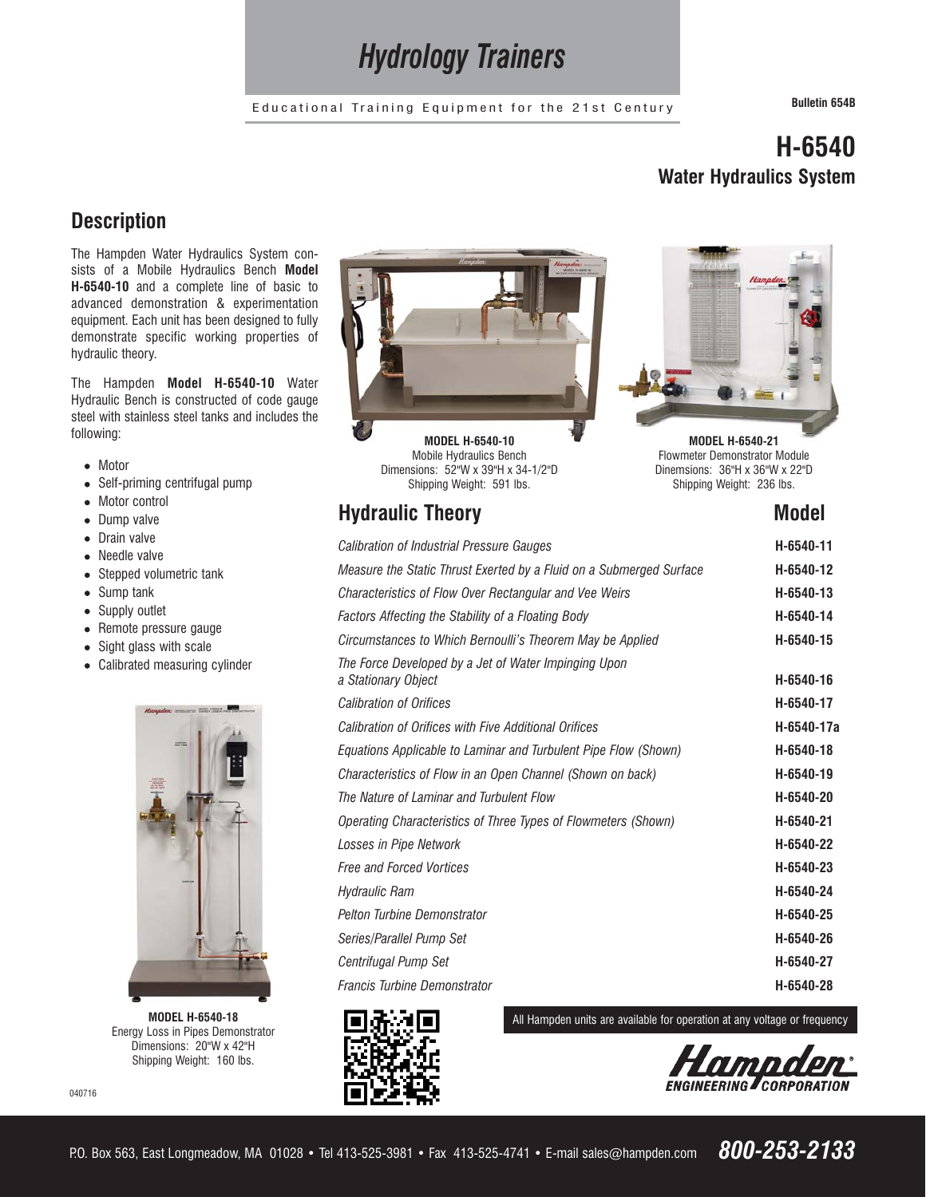# Hydrology Trainers

Educational Training Equipment for the 21st Century

Bulletin 654B

# H-6540

## Water Hydraulics System

## Description

The Hampden Water Hydraulics System consists of a Mobile Hydraulics Bench **Model H-6540-10** and a complete line of basic to advanced demonstration & experimentation equipment. Each unit has been designed to fully demonstrate specific working properties of hydraulic theory.

The Hampden **Model H-6540-10** Water Hydraulic Bench is constructed of code gauge steel with stainless steel tanks and includes the following:

- Motor
- Self-priming centrifugal pump
- Motor control
- Dump valve
- Drain valve
- Needle valve
- Stepped volumetric tank
- Sump tank
- Supply outlet
- Remote pressure gauge
- Sight glass with scale
- Calibrated measuring cylinder

**MODEL H-6540-18**
Energy Loss in Pipes Demonstrator
Dimensions: 20"W x 42"H
Shipping Weight: 160 lbs.

**MODEL H-6540-10**
Mobile Hydraulics Bench
Dimensions: 52"W x 39"H x 34-1/2"D
Shipping Weight: 591 lbs.

**MODEL H-6540-21**
Flowmeter Demonstrator Module
Dinensions: 36"H x 36"W x 22"D
Shipping Weight: 236 lbs.

| Hydraulic Theory | Model |
|---|---|
| *Calibration of Industrial Pressure Gauges* | **H-6540-11** |
| *Measure the Static Thrust Exerted by a Fluid on a Submerged Surface* | **H-6540-12** |
| *Characteristics of Flow Over Rectangular and Vee Weirs* | **H-6540-13** |
| *Factors Affecting the Stability of a Floating Body* | **H-6540-14** |
| *Circumstances to Which Bernoulli's Theorem May be Applied* | **H-6540-15** |
| *The Force Developed by a Jet of Water Impinging Upon a Stationary Object* | **H-6540-16** |
| *Calibration of Orifices* | **H-6540-17** |
| *Calibration of Orifices with Five Additional Orifices* | **H-6540-17a** |
| *Equations Applicable to Laminar and Turbulent Pipe Flow (Shown)* | **H-6540-18** |
| *Characteristics of Flow in an Open Channel (Shown on back)* | **H-6540-19** |
| *The Nature of Laminar and Turbulent Flow* | **H-6540-20** |
| *Operating Characteristics of Three Types of Flowmeters (Shown)* | **H-6540-21** |
| *Losses in Pipe Network* | **H-6540-22** |
| *Free and Forced Vortices* | **H-6540-23** |
| *Hydraulic Ram* | **H-6540-24** |
| *Pelton Turbine Demonstrator* | **H-6540-25** |
| *Series/Parallel Pump Set* | **H-6540-26** |
| *Centrifugal Pump Set* | **H-6540-27** |
| *Francis Turbine Demonstrator* | **H-6540-28** |

All Hampden units are available for operation at any voltage or frequency

Hampden ENGINEERING CORPORATION

040716

P.O. Box 563, East Longmeadow, MA 01028 • Tel 413-525-3981 • Fax 413-525-4741 • E-mail sales@hampden.com **800-253-2133**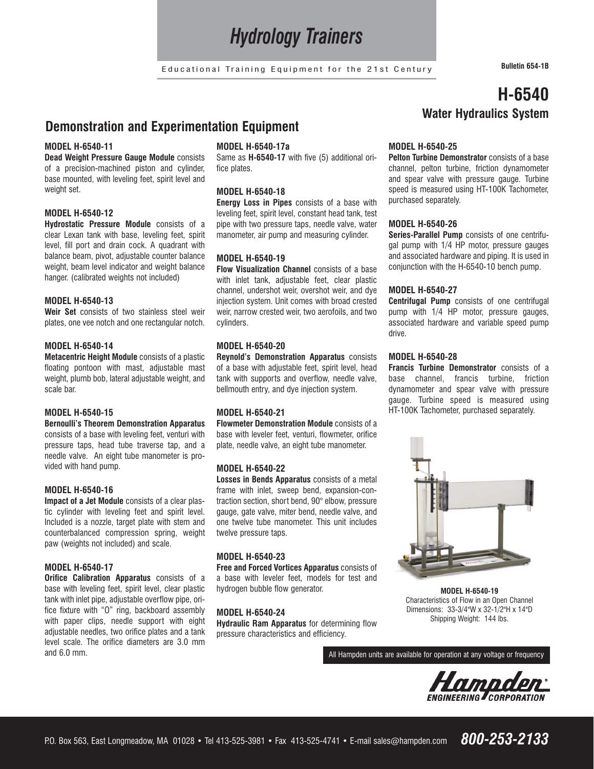# Hydrology Trainers

Educational Training Equipment for the 21st Century

Bulletin 654-1B

# H-6540

## Water Hydraulics System

## Demonstration and Experimentation Equipment

**MODEL H-6540-11**

**Dead Weight Pressure Gauge Module** consists of a precision-machined piston and cylinder, base mounted, with leveling feet, spirit level and weight set.

**MODEL H-6540-12**

**Hydrostatic Pressure Module** consists of a clear Lexan tank with base, leveling feet, spirit level, fill port and drain cock. A quadrant with balance beam, pivot, adjustable counter balance weight, beam level indicator and weight balance hanger. (calibrated weights not included)

**MODEL H-6540-13**

**Weir Set** consists of two stainless steel weir plates, one vee notch and one rectangular notch.

**MODEL H-6540-14**

**Metacentric Height Module** consists of a plastic floating pontoon with mast, adjustable mast weight, plumb bob, lateral adjustable weight, and scale bar.

**MODEL H-6540-15**

**Bernoulli's Theorem Demonstration Apparatus** consists of a base with leveling feet, venturi with pressure taps, head tube traverse tap, and a needle valve. An eight tube manometer is provided with hand pump.

**MODEL H-6540-16**

**Impact of a Jet Module** consists of a clear plastic cylinder with leveling feet and spirit level. Included is a nozzle, target plate with stem and counterbalanced compression spring, weight paw (weights not included) and scale.

**MODEL H-6540-17**

**Orifice Calibration Apparatus** consists of a base with leveling feet, spirit level, clear plastic tank with inlet pipe, adjustable overflow pipe, orifice fixture with "O" ring, backboard assembly with paper clips, needle support with eight adjustable needles, two orifice plates and a tank level scale. The orifice diameters are 3.0 mm and 6.0 mm.

**MODEL H-6540-17a**

Same as **H-6540-17** with five (5) additional orifice plates.

**MODEL H-6540-18**

**Energy Loss in Pipes** consists of a base with leveling feet, spirit level, constant head tank, test pipe with two pressure taps, needle valve, water manometer, air pump and measuring cylinder.

**MODEL H-6540-19**

**Flow Visualization Channel** consists of a base with inlet tank, adjustable feet, clear plastic channel, undershot weir, overshot weir, and dye injection system. Unit comes with broad crested weir, narrow crested weir, two aerofoils, and two cylinders.

**MODEL H-6540-20**

**Reynold's Demonstration Apparatus** consists of a base with adjustable feet, spirit level, head tank with supports and overflow, needle valve, bellmouth entry, and dye injection system.

**MODEL H-6540-21**

**Flowmeter Demonstration Module** consists of a base with leveler feet, venturi, flowmeter, orifice plate, needle valve, an eight tube manometer.

**MODEL H-6540-22**

**Losses in Bends Apparatus** consists of a metal frame with inlet, sweep bend, expansion-contraction section, short bend, 90° elbow, pressure gauge, gate valve, miter bend, needle valve, and one twelve tube manometer. This unit includes twelve pressure taps.

**MODEL H-6540-23**

**Free and Forced Vortices Apparatus** consists of a base with leveler feet, models for test and hydrogen bubble flow generator.

**MODEL H-6540-24**

**Hydraulic Ram Apparatus** for determining flow pressure characteristics and efficiency.

**MODEL H-6540-25**

**Pelton Turbine Demonstrator** consists of a base channel, pelton turbine, friction dynamometer and spear valve with pressure gauge. Turbine speed is measured using HT-100K Tachometer, purchased separately.

**MODEL H-6540-26**

**Series-Parallel Pump** consists of one centrifugal pump with 1/4 HP motor, pressure gauges and associated hardware and piping. It is used in conjunction with the H-6540-10 bench pump.

**MODEL H-6540-27**

**Centrifugal Pump** consists of one centrifugal pump with 1/4 HP motor, pressure gauges, associated hardware and variable speed pump drive.

**MODEL H-6540-28**

**Francis Turbine Demonstrator** consists of a base channel, francis turbine, friction dynamometer and spear valve with pressure gauge. Turbine speed is measured using HT-100K Tachometer, purchased separately.

**MODEL H-6540-19**
Characteristics of Flow in an Open Channel
Dimensions: 33-3/4"W x 32-1/2"H x 14"D
Shipping Weight: 144 lbs.

All Hampden units are available for operation at any voltage or frequency

Hampden ENGINEERING CORPORATION

P.O. Box 563, East Longmeadow, MA 01028 • Tel 413-525-3981 • Fax 413-525-4741 • E-mail sales@hampden.com **800-253-2133**